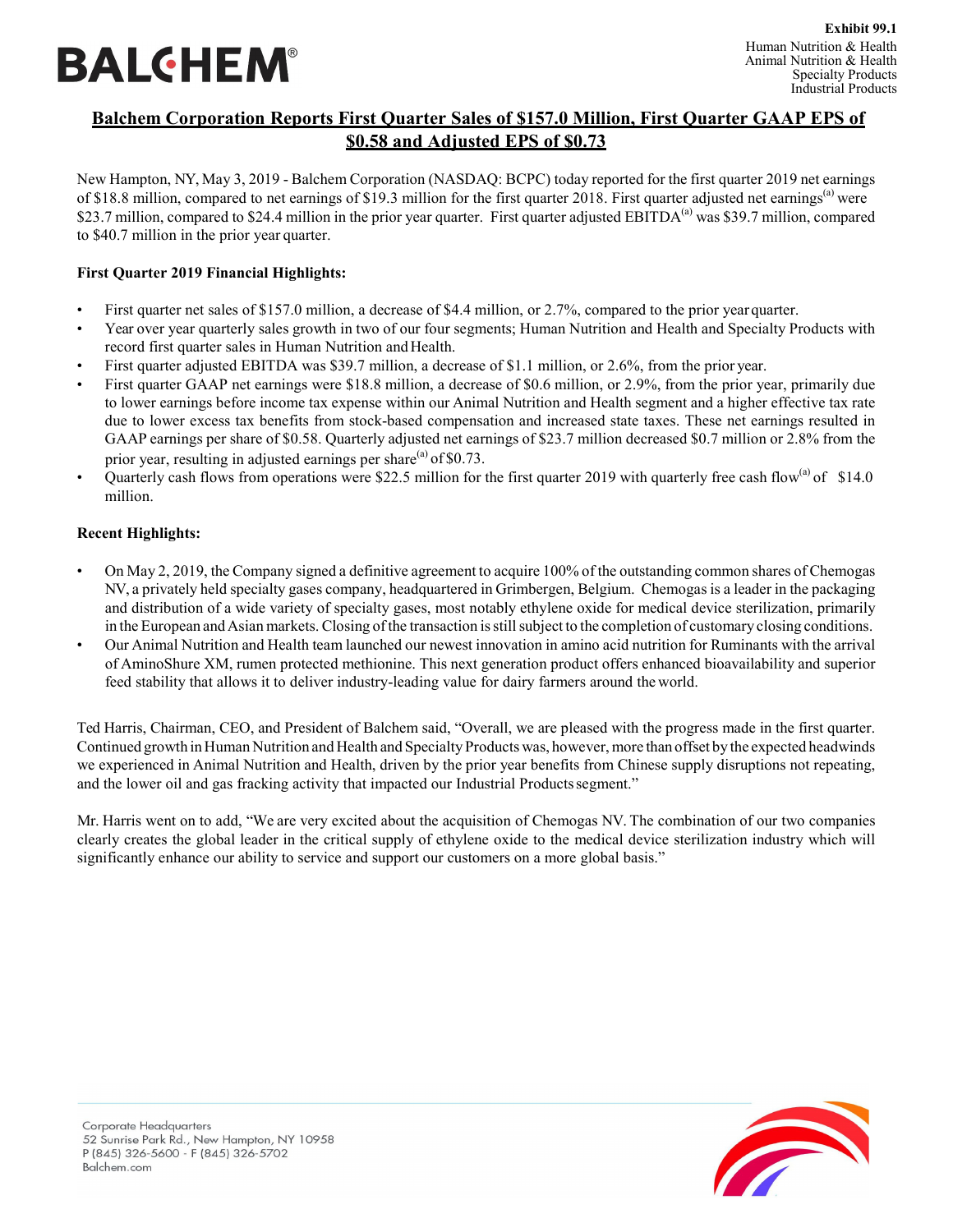**Exhibit 99.1**

Human Nutrition & Health
Animal Nutrition & Health
Specialty Products
Industrial Products

# Balchem Corporation Reports First Quarter Sales of $157.0 Million, First Quarter GAAP EPS of $0.58 and Adjusted EPS of $0.73

New Hampton, NY, May 3, 2019 - Balchem Corporation (NASDAQ: BCPC) today reported for the first quarter 2019 net earnings of $18.8 million, compared to net earnings of $19.3 million for the first quarter 2018. First quarter adjusted net earnings[(a)] were $23.7 million, compared to $24.4 million in the prior year quarter. First quarter adjusted EBITDA[(a)] was $39.7 million, compared to $40.7 million in the prior year quarter.

**First Quarter 2019 Financial Highlights:**

- First quarter net sales of $157.0 million, a decrease of $4.4 million, or 2.7%, compared to the prior year quarter.
- Year over year quarterly sales growth in two of our four segments; Human Nutrition and Health and Specialty Products with record first quarter sales in Human Nutrition and Health.
- First quarter adjusted EBITDA was $39.7 million, a decrease of $1.1 million, or 2.6%, from the prior year.
- First quarter GAAP net earnings were $18.8 million, a decrease of $0.6 million, or 2.9%, from the prior year, primarily due to lower earnings before income tax expense within our Animal Nutrition and Health segment and a higher effective tax rate due to lower excess tax benefits from stock-based compensation and increased state taxes. These net earnings resulted in GAAP earnings per share of $0.58. Quarterly adjusted net earnings of $23.7 million decreased $0.7 million or 2.8% from the prior year, resulting in adjusted earnings per share[(a)] of $0.73.
- Quarterly cash flows from operations were $22.5 million for the first quarter 2019 with quarterly free cash flow[(a)] of $14.0 million.

**Recent Highlights:**

- On May 2, 2019, the Company signed a definitive agreement to acquire 100% of the outstanding common shares of Chemogas NV, a privately held specialty gases company, headquartered in Grimbergen, Belgium. Chemogas is a leader in the packaging and distribution of a wide variety of specialty gases, most notably ethylene oxide for medical device sterilization, primarily in the European and Asian markets. Closing of the transaction is still subject to the completion of customary closing conditions.
- Our Animal Nutrition and Health team launched our newest innovation in amino acid nutrition for Ruminants with the arrival of AminoShure XM, rumen protected methionine. This next generation product offers enhanced bioavailability and superior feed stability that allows it to deliver industry-leading value for dairy farmers around the world.

Ted Harris, Chairman, CEO, and President of Balchem said, "Overall, we are pleased with the progress made in the first quarter. Continued growth in Human Nutrition and Health and Specialty Products was, however, more than offset by the expected headwinds we experienced in Animal Nutrition and Health, driven by the prior year benefits from Chinese supply disruptions not repeating, and the lower oil and gas fracking activity that impacted our Industrial Products segment."

Mr. Harris went on to add, "We are very excited about the acquisition of Chemogas NV. The combination of our two companies clearly creates the global leader in the critical supply of ethylene oxide to the medical device sterilization industry which will significantly enhance our ability to service and support our customers on a more global basis."

Corporate Headquarters
52 Sunrise Park Rd., New Hampton, NY 10958
P (845) 326-5600 - F (845) 326-5702
Balchem.com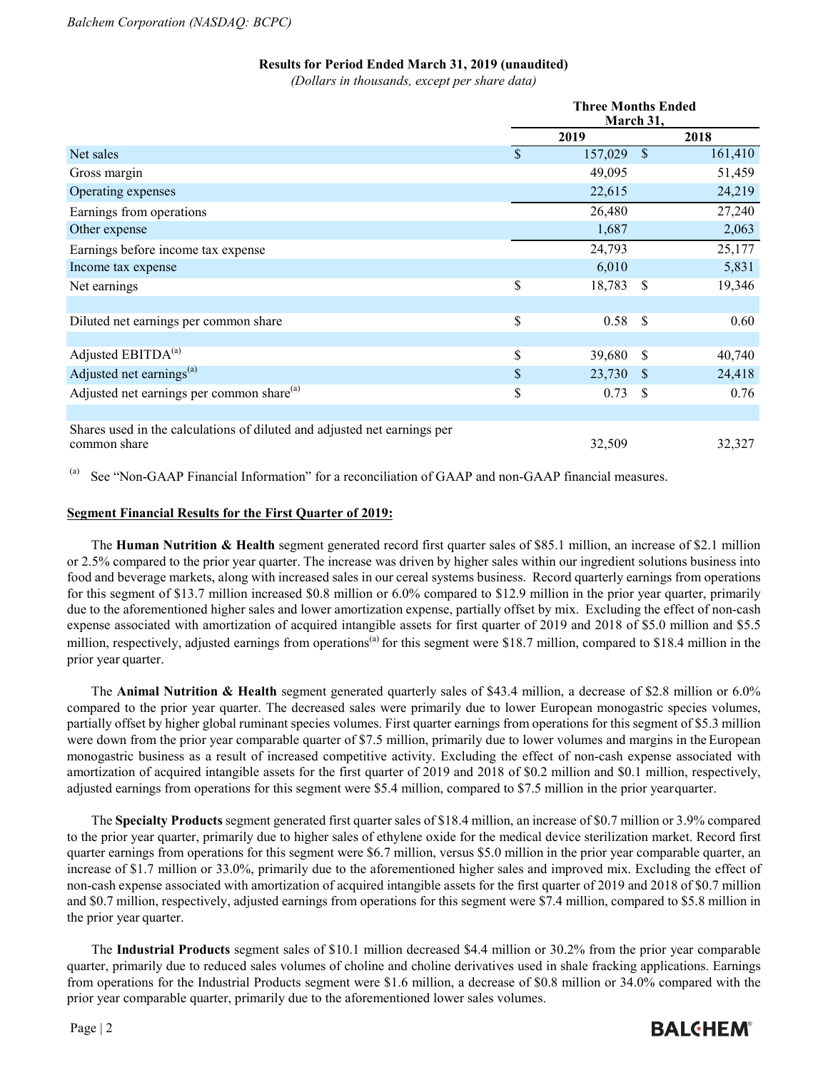**Results for Period Ended March 31, 2019 (unaudited)**

*(Dollars in thousands, except per share data)*

| | Three Months Ended March 31, | |
|---|---|---|
| | 2019 | 2018 |
| Net sales | $ 157,029 | $ 161,410 |
| Gross margin | 49,095 | 51,459 |
| Operating expenses | 22,615 | 24,219 |
| Earnings from operations | 26,480 | 27,240 |
| Other expense | 1,687 | 2,063 |
| Earnings before income tax expense | 24,793 | 25,177 |
| Income tax expense | 6,010 | 5,831 |
| Net earnings | $ 18,783 | $ 19,346 |
| | | |
| Diluted net earnings per common share | $ 0.58 | $ 0.60 |
| | | |
| Adjusted EBITDA[(a)] | $ 39,680 | $ 40,740 |
| Adjusted net earnings[(a)] | $ 23,730 | $ 24,418 |
| Adjusted net earnings per common share[(a)] | $ 0.73 | $ 0.76 |
| | | |
| Shares used in the calculations of diluted and adjusted net earnings per common share | 32,509 | 32,327 |

[(a)] See "Non-GAAP Financial Information" for a reconciliation of GAAP and non-GAAP financial measures.

**Segment Financial Results for the First Quarter of 2019:**

The **Human Nutrition & Health** segment generated record first quarter sales of $85.1 million, an increase of $2.1 million or 2.5% compared to the prior year quarter. The increase was driven by higher sales within our ingredient solutions business into food and beverage markets, along with increased sales in our cereal systems business. Record quarterly earnings from operations for this segment of $13.7 million increased $0.8 million or 6.0% compared to $12.9 million in the prior year quarter, primarily due to the aforementioned higher sales and lower amortization expense, partially offset by mix. Excluding the effect of non-cash expense associated with amortization of acquired intangible assets for first quarter of 2019 and 2018 of $5.0 million and $5.5 million, respectively, adjusted earnings from operations[(a)] for this segment were $18.7 million, compared to $18.4 million in the prior year quarter.

The **Animal Nutrition & Health** segment generated quarterly sales of $43.4 million, a decrease of $2.8 million or 6.0% compared to the prior year quarter. The decreased sales were primarily due to lower European monogastric species volumes, partially offset by higher global ruminant species volumes. First quarter earnings from operations for this segment of $5.3 million were down from the prior year comparable quarter of $7.5 million, primarily due to lower volumes and margins in the European monogastric business as a result of increased competitive activity. Excluding the effect of non-cash expense associated with amortization of acquired intangible assets for the first quarter of 2019 and 2018 of $0.2 million and $0.1 million, respectively, adjusted earnings from operations for this segment were $5.4 million, compared to $7.5 million in the prior year quarter.

The **Specialty Products** segment generated first quarter sales of $18.4 million, an increase of $0.7 million or 3.9% compared to the prior year quarter, primarily due to higher sales of ethylene oxide for the medical device sterilization market. Record first quarter earnings from operations for this segment were $6.7 million, versus $5.0 million in the prior year comparable quarter, an increase of $1.7 million or 33.0%, primarily due to the aforementioned higher sales and improved mix. Excluding the effect of non-cash expense associated with amortization of acquired intangible assets for the first quarter of 2019 and 2018 of $0.7 million and $0.7 million, respectively, adjusted earnings from operations for this segment were $7.4 million, compared to $5.8 million in the prior year quarter.

The **Industrial Products** segment sales of $10.1 million decreased $4.4 million or 30.2% from the prior year comparable quarter, primarily due to reduced sales volumes of choline and choline derivatives used in shale fracking applications. Earnings from operations for the Industrial Products segment were $1.6 million, a decrease of $0.8 million or 34.0% compared with the prior year comparable quarter, primarily due to the aforementioned lower sales volumes.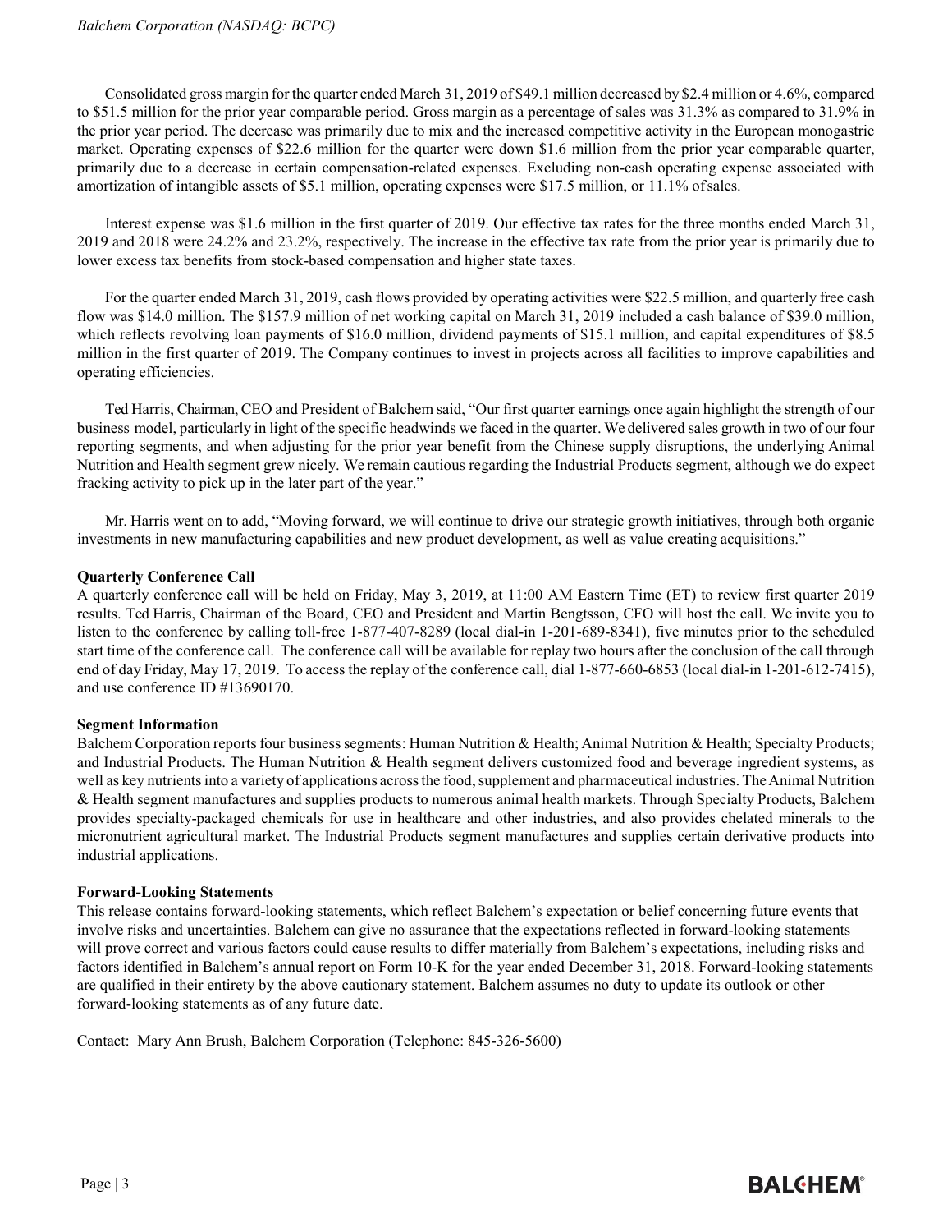Consolidated gross margin for the quarter ended March 31, 2019 of $49.1 million decreased by $2.4 million or 4.6%, compared to $51.5 million for the prior year comparable period. Gross margin as a percentage of sales was 31.3% as compared to 31.9% in the prior year period. The decrease was primarily due to mix and the increased competitive activity in the European monogastric market. Operating expenses of $22.6 million for the quarter were down $1.6 million from the prior year comparable quarter, primarily due to a decrease in certain compensation-related expenses. Excluding non-cash operating expense associated with amortization of intangible assets of $5.1 million, operating expenses were $17.5 million, or 11.1% of sales.

Interest expense was $1.6 million in the first quarter of 2019. Our effective tax rates for the three months ended March 31, 2019 and 2018 were 24.2% and 23.2%, respectively. The increase in the effective tax rate from the prior year is primarily due to lower excess tax benefits from stock-based compensation and higher state taxes.

For the quarter ended March 31, 2019, cash flows provided by operating activities were $22.5 million, and quarterly free cash flow was $14.0 million. The $157.9 million of net working capital on March 31, 2019 included a cash balance of $39.0 million, which reflects revolving loan payments of $16.0 million, dividend payments of $15.1 million, and capital expenditures of $8.5 million in the first quarter of 2019. The Company continues to invest in projects across all facilities to improve capabilities and operating efficiencies.

Ted Harris, Chairman, CEO and President of Balchem said, "Our first quarter earnings once again highlight the strength of our business model, particularly in light of the specific headwinds we faced in the quarter. We delivered sales growth in two of our four reporting segments, and when adjusting for the prior year benefit from the Chinese supply disruptions, the underlying Animal Nutrition and Health segment grew nicely. We remain cautious regarding the Industrial Products segment, although we do expect fracking activity to pick up in the later part of the year."

Mr. Harris went on to add, "Moving forward, we will continue to drive our strategic growth initiatives, through both organic investments in new manufacturing capabilities and new product development, as well as value creating acquisitions."

**Quarterly Conference Call**

A quarterly conference call will be held on Friday, May 3, 2019, at 11:00 AM Eastern Time (ET) to review first quarter 2019 results. Ted Harris, Chairman of the Board, CEO and President and Martin Bengtsson, CFO will host the call. We invite you to listen to the conference by calling toll-free 1-877-407-8289 (local dial-in 1-201-689-8341), five minutes prior to the scheduled start time of the conference call. The conference call will be available for replay two hours after the conclusion of the call through end of day Friday, May 17, 2019. To access the replay of the conference call, dial 1-877-660-6853 (local dial-in 1-201-612-7415), and use conference ID #13690170.

**Segment Information**

Balchem Corporation reports four business segments: Human Nutrition & Health; Animal Nutrition & Health; Specialty Products; and Industrial Products. The Human Nutrition & Health segment delivers customized food and beverage ingredient systems, as well as key nutrients into a variety of applications across the food, supplement and pharmaceutical industries. The Animal Nutrition & Health segment manufactures and supplies products to numerous animal health markets. Through Specialty Products, Balchem provides specialty-packaged chemicals for use in healthcare and other industries, and also provides chelated minerals to the micronutrient agricultural market. The Industrial Products segment manufactures and supplies certain derivative products into industrial applications.

**Forward-Looking Statements**

This release contains forward-looking statements, which reflect Balchem's expectation or belief concerning future events that involve risks and uncertainties. Balchem can give no assurance that the expectations reflected in forward-looking statements will prove correct and various factors could cause results to differ materially from Balchem's expectations, including risks and factors identified in Balchem's annual report on Form 10-K for the year ended December 31, 2018. Forward-looking statements are qualified in their entirety by the above cautionary statement. Balchem assumes no duty to update its outlook or other forward-looking statements as of any future date.

Contact: Mary Ann Brush, Balchem Corporation (Telephone: 845-326-5600)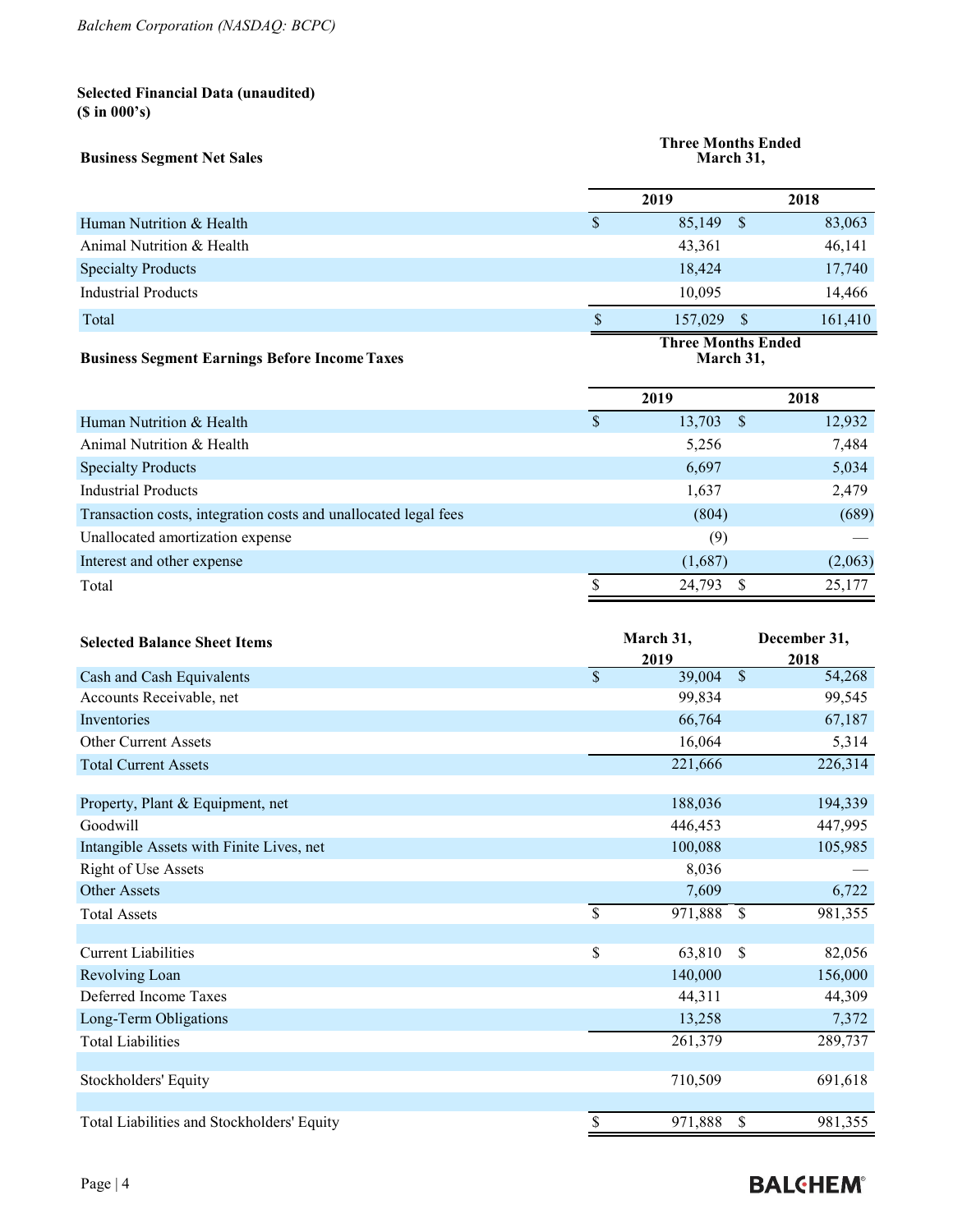**Selected Financial Data (unaudited)**
**($ in 000's)**

| Business Segment Net Sales | Three Months Ended March 31, | |
|---|---|---|
| | 2019 | 2018 |
| Human Nutrition & Health | $ 85,149 | $ 83,063 |
| Animal Nutrition & Health | 43,361 | 46,141 |
| Specialty Products | 18,424 | 17,740 |
| Industrial Products | 10,095 | 14,466 |
| Total | $ 157,029 | $ 161,410 |

| Business Segment Earnings Before Income Taxes | Three Months Ended March 31, | |
|---|---|---|
| | 2019 | 2018 |
| Human Nutrition & Health | $ 13,703 | $ 12,932 |
| Animal Nutrition & Health | 5,256 | 7,484 |
| Specialty Products | 6,697 | 5,034 |
| Industrial Products | 1,637 | 2,479 |
| Transaction costs, integration costs and unallocated legal fees | (804) | (689) |
| Unallocated amortization expense | (9) | — |
| Interest and other expense | (1,687) | (2,063) |
| Total | $ 24,793 | $ 25,177 |

| Selected Balance Sheet Items | March 31, 2019 | December 31, 2018 |
|---|---|---|
| Cash and Cash Equivalents | $ 39,004 | $ 54,268 |
| Accounts Receivable, net | 99,834 | 99,545 |
| Inventories | 66,764 | 67,187 |
| Other Current Assets | 16,064 | 5,314 |
| Total Current Assets | 221,666 | 226,314 |
| | | |
| Property, Plant & Equipment, net | 188,036 | 194,339 |
| Goodwill | 446,453 | 447,995 |
| Intangible Assets with Finite Lives, net | 100,088 | 105,985 |
| Right of Use Assets | 8,036 | — |
| Other Assets | 7,609 | 6,722 |
| Total Assets | $ 971,888 | $ 981,355 |
| | | |
| Current Liabilities | $ 63,810 | $ 82,056 |
| Revolving Loan | 140,000 | 156,000 |
| Deferred Income Taxes | 44,311 | 44,309 |
| Long-Term Obligations | 13,258 | 7,372 |
| Total Liabilities | 261,379 | 289,737 |
| | | |
| Stockholders' Equity | 710,509 | 691,618 |
| | | |
| Total Liabilities and Stockholders' Equity | $ 971,888 | $ 981,355 |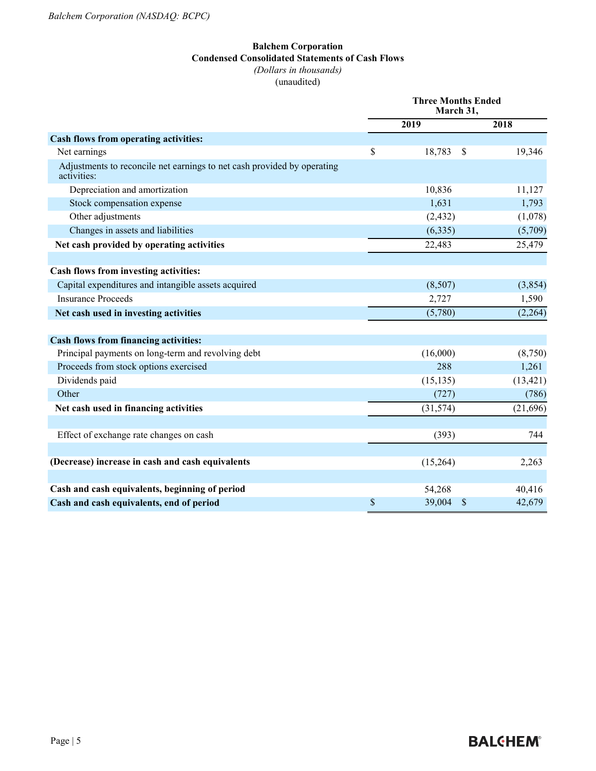**Balchem Corporation**
**Condensed Consolidated Statements of Cash Flows**
*(Dollars in thousands)*
(unaudited)

| | Three Months Ended March 31, | |
|---|---|---|
| | 2019 | 2018 |
| **Cash flows from operating activities:** | | |
| Net earnings | $ 18,783 | $ 19,346 |
| Adjustments to reconcile net earnings to net cash provided by operating activities: | | |
| Depreciation and amortization | 10,836 | 11,127 |
| Stock compensation expense | 1,631 | 1,793 |
| Other adjustments | (2,432) | (1,078) |
| Changes in assets and liabilities | (6,335) | (5,709) |
| **Net cash provided by operating activities** | 22,483 | 25,479 |
| | | |
| **Cash flows from investing activities:** | | |
| Capital expenditures and intangible assets acquired | (8,507) | (3,854) |
| Insurance Proceeds | 2,727 | 1,590 |
| **Net cash used in investing activities** | (5,780) | (2,264) |
| | | |
| **Cash flows from financing activities:** | | |
| Principal payments on long-term and revolving debt | (16,000) | (8,750) |
| Proceeds from stock options exercised | 288 | 1,261 |
| Dividends paid | (15,135) | (13,421) |
| Other | (727) | (786) |
| **Net cash used in financing activities** | (31,574) | (21,696) |
| | | |
| Effect of exchange rate changes on cash | (393) | 744 |
| | | |
| **(Decrease) increase in cash and cash equivalents** | (15,264) | 2,263 |
| | | |
| **Cash and cash equivalents, beginning of period** | 54,268 | 40,416 |
| **Cash and cash equivalents, end of period** | $ 39,004 | $ 42,679 |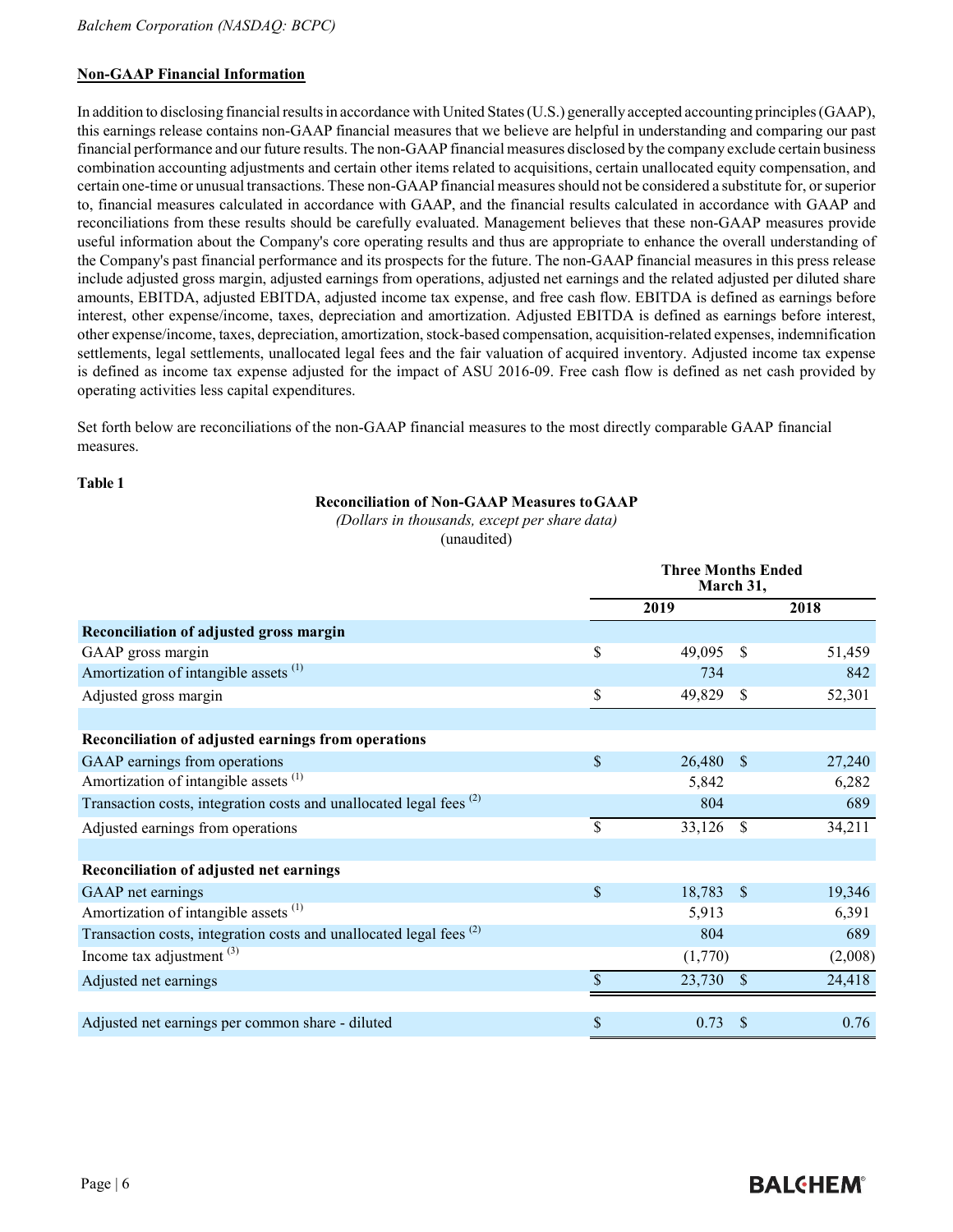## Non-GAAP Financial Information

In addition to disclosing financial results in accordance with United States (U.S.) generally accepted accounting principles (GAAP), this earnings release contains non-GAAP financial measures that we believe are helpful in understanding and comparing our past financial performance and our future results. The non-GAAP financial measures disclosed by the company exclude certain business combination accounting adjustments and certain other items related to acquisitions, certain unallocated equity compensation, and certain one-time or unusual transactions. These non-GAAP financial measures should not be considered a substitute for, or superior to, financial measures calculated in accordance with GAAP, and the financial results calculated in accordance with GAAP and reconciliations from these results should be carefully evaluated. Management believes that these non-GAAP measures provide useful information about the Company's core operating results and thus are appropriate to enhance the overall understanding of the Company's past financial performance and its prospects for the future. The non-GAAP financial measures in this press release include adjusted gross margin, adjusted earnings from operations, adjusted net earnings and the related adjusted per diluted share amounts, EBITDA, adjusted EBITDA, adjusted income tax expense, and free cash flow. EBITDA is defined as earnings before interest, other expense/income, taxes, depreciation and amortization. Adjusted EBITDA is defined as earnings before interest, other expense/income, taxes, depreciation, amortization, stock-based compensation, acquisition-related expenses, indemnification settlements, legal settlements, unallocated legal fees and the fair valuation of acquired inventory. Adjusted income tax expense is defined as income tax expense adjusted for the impact of ASU 2016-09. Free cash flow is defined as net cash provided by operating activities less capital expenditures.

Set forth below are reconciliations of the non-GAAP financial measures to the most directly comparable GAAP financial measures.

**Table 1**

**Reconciliation of Non-GAAP Measures to GAAP**

*(Dollars in thousands, except per share data)*

(unaudited)

| | Three Months Ended March 31, | |
|---|---|---|
| | 2019 | 2018 |
| **Reconciliation of adjusted gross margin** | | |
| GAAP gross margin | $ 49,095 | $ 51,459 |
| Amortization of intangible assets [(1)] | 734 | 842 |
| Adjusted gross margin | $ 49,829 | $ 52,301 |
| | | |
| **Reconciliation of adjusted earnings from operations** | | |
| GAAP earnings from operations | $ 26,480 | $ 27,240 |
| Amortization of intangible assets [(1)] | 5,842 | 6,282 |
| Transaction costs, integration costs and unallocated legal fees [(2)] | 804 | 689 |
| Adjusted earnings from operations | $ 33,126 | $ 34,211 |
| | | |
| **Reconciliation of adjusted net earnings** | | |
| GAAP net earnings | $ 18,783 | $ 19,346 |
| Amortization of intangible assets [(1)] | 5,913 | 6,391 |
| Transaction costs, integration costs and unallocated legal fees [(2)] | 804 | 689 |
| Income tax adjustment [(3)] | (1,770) | (2,008) |
| Adjusted net earnings | $ 23,730 | $ 24,418 |
| | | |
| Adjusted net earnings per common share - diluted | $ 0.73 | $ 0.76 |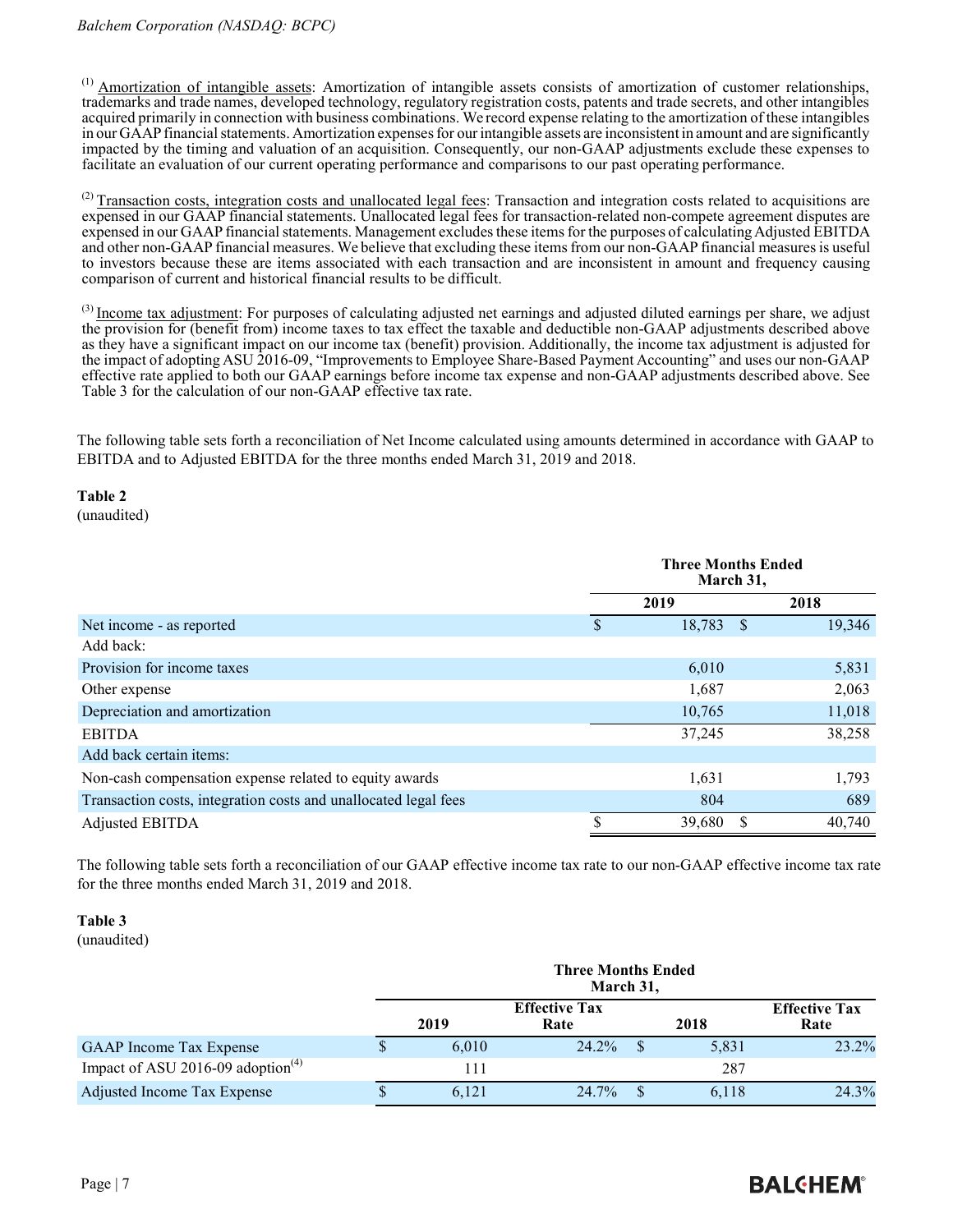[(1)] Amortization of intangible assets: Amortization of intangible assets consists of amortization of customer relationships, trademarks and trade names, developed technology, regulatory registration costs, patents and trade secrets, and other intangibles acquired primarily in connection with business combinations. We record expense relating to the amortization of these intangibles in our GAAP financial statements. Amortization expenses for our intangible assets are inconsistent in amount and are significantly impacted by the timing and valuation of an acquisition. Consequently, our non-GAAP adjustments exclude these expenses to facilitate an evaluation of our current operating performance and comparisons to our past operating performance.

[(2)] Transaction costs, integration costs and unallocated legal fees: Transaction and integration costs related to acquisitions are expensed in our GAAP financial statements. Unallocated legal fees for transaction-related non-compete agreement disputes are expensed in our GAAP financial statements. Management excludes these items for the purposes of calculating Adjusted EBITDA and other non-GAAP financial measures. We believe that excluding these items from our non-GAAP financial measures is useful to investors because these are items associated with each transaction and are inconsistent in amount and frequency causing comparison of current and historical financial results to be difficult.

[(3)] Income tax adjustment: For purposes of calculating adjusted net earnings and adjusted diluted earnings per share, we adjust the provision for (benefit from) income taxes to tax effect the taxable and deductible non-GAAP adjustments described above as they have a significant impact on our income tax (benefit) provision. Additionally, the income tax adjustment is adjusted for the impact of adopting ASU 2016-09, "Improvements to Employee Share-Based Payment Accounting" and uses our non-GAAP effective rate applied to both our GAAP earnings before income tax expense and non-GAAP adjustments described above. See Table 3 for the calculation of our non-GAAP effective tax rate.

The following table sets forth a reconciliation of Net Income calculated using amounts determined in accordance with GAAP to EBITDA and to Adjusted EBITDA for the three months ended March 31, 2019 and 2018.

**Table 2**
(unaudited)

| | Three Months Ended March 31, | |
|---|---|---|
| | 2019 | 2018 |
| Net income - as reported | $ 18,783 | $ 19,346 |
| Add back: | | |
| Provision for income taxes | 6,010 | 5,831 |
| Other expense | 1,687 | 2,063 |
| Depreciation and amortization | 10,765 | 11,018 |
| EBITDA | 37,245 | 38,258 |
| Add back certain items: | | |
| Non-cash compensation expense related to equity awards | 1,631 | 1,793 |
| Transaction costs, integration costs and unallocated legal fees | 804 | 689 |
| Adjusted EBITDA | $ 39,680 | $ 40,740 |

The following table sets forth a reconciliation of our GAAP effective income tax rate to our non-GAAP effective income tax rate for the three months ended March 31, 2019 and 2018.

**Table 3**
(unaudited)

| | Three Months Ended March 31, | | | |
|---|---|---|---|---|
| | 2019 | Effective Tax Rate | 2018 | Effective Tax Rate |
| GAAP Income Tax Expense | $ 6,010 | 24.2% | $ 5,831 | 23.2% |
| Impact of ASU 2016-09 adoption[(4)] | 111 | | 287 | |
| Adjusted Income Tax Expense | $ 6,121 | 24.7% | $ 6,118 | 24.3% |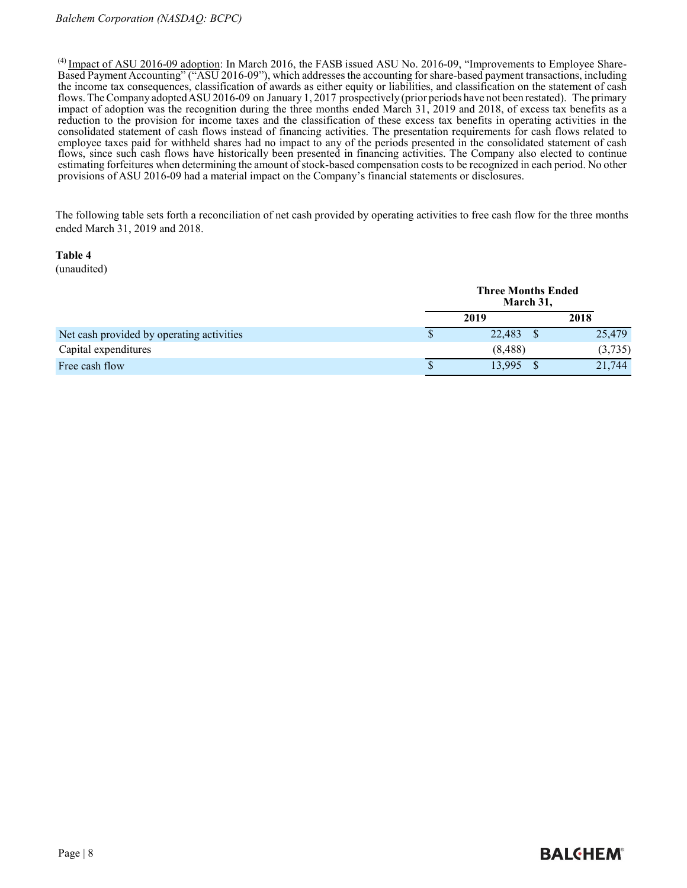[4] Impact of ASU 2016-09 adoption: In March 2016, the FASB issued ASU No. 2016-09, "Improvements to Employee Share-Based Payment Accounting" ("ASU 2016-09"), which addresses the accounting for share-based payment transactions, including the income tax consequences, classification of awards as either equity or liabilities, and classification on the statement of cash flows. The Company adopted ASU 2016-09 on January 1, 2017 prospectively (prior periods have not been restated). The primary impact of adoption was the recognition during the three months ended March 31, 2019 and 2018, of excess tax benefits as a reduction to the provision for income taxes and the classification of these excess tax benefits in operating activities in the consolidated statement of cash flows instead of financing activities. The presentation requirements for cash flows related to employee taxes paid for withheld shares had no impact to any of the periods presented in the consolidated statement of cash flows, since such cash flows have historically been presented in financing activities. The Company also elected to continue estimating forfeitures when determining the amount of stock-based compensation costs to be recognized in each period. No other provisions of ASU 2016-09 had a material impact on the Company's financial statements or disclosures.

The following table sets forth a reconciliation of net cash provided by operating activities to free cash flow for the three months ended March 31, 2019 and 2018.

**Table 4**
(unaudited)

| | Three Months Ended March 31, | |
|---|---|---|
| | 2019 | 2018 |
| Net cash provided by operating activities | $ 22,483 | $ 25,479 |
| Capital expenditures | (8,488) | (3,735) |
| Free cash flow | $ 13,995 | $ 21,744 |